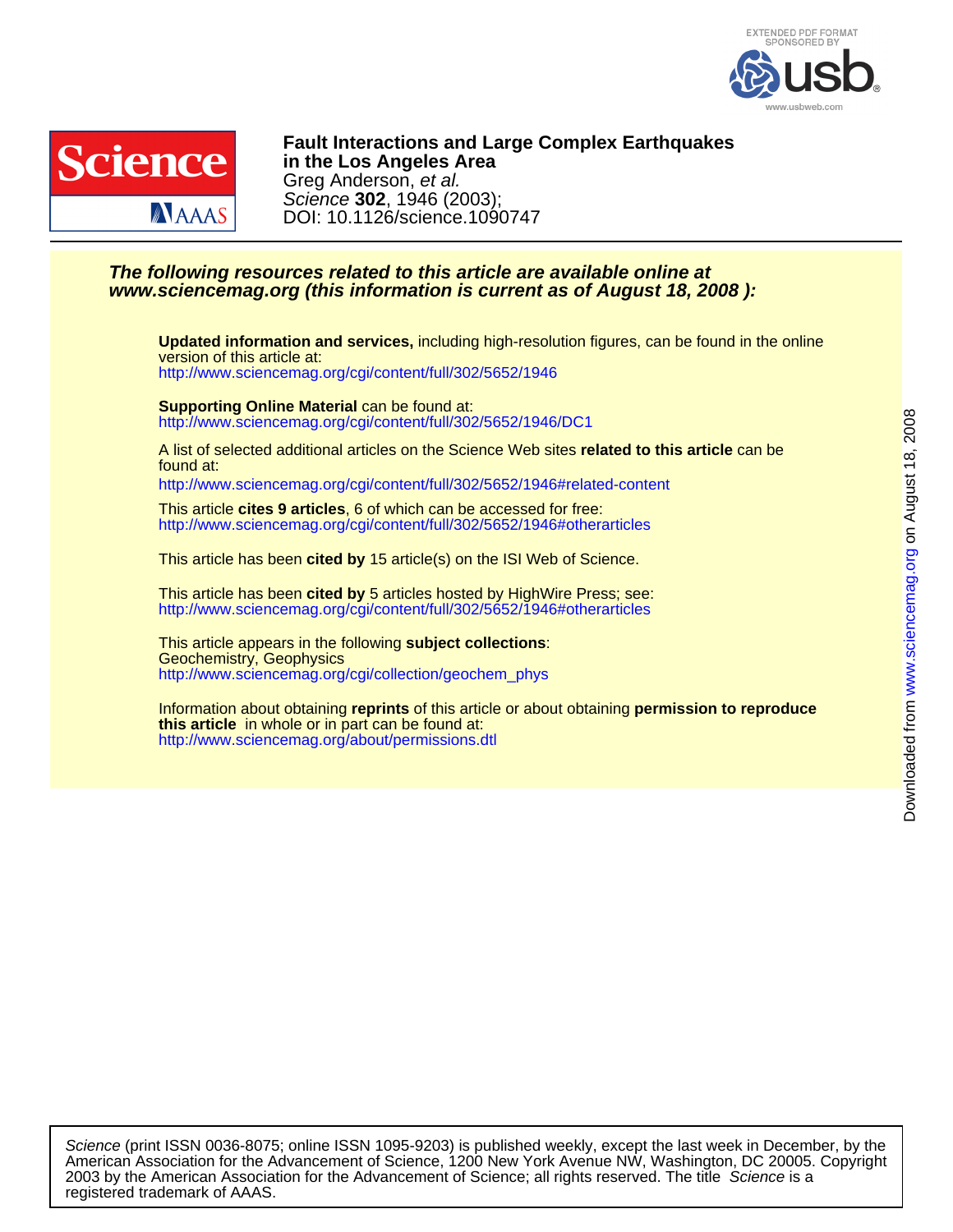**EXTENDED PDF FORMAT SPONSORED BY usb**

www.usbweb.com

# Fault Interactions and Large Complex Earthquakes in the Los Angeles Area

Greg Anderson, *et al.*

*Science* **302**, 1946 (2003);

DOI: 10.1126/science.1090747

***The following resources related to this article are available online at www.sciencemag.org (this information is current as of August 18, 2008 ):***

**Updated information and services,** including high-resolution figures, can be found in the online version of this article at:
http://www.sciencemag.org/cgi/content/full/302/5652/1946

**Supporting Online Material** can be found at:
http://www.sciencemag.org/cgi/content/full/302/5652/1946/DC1

A list of selected additional articles on the Science Web sites **related to this article** can be found at:
http://www.sciencemag.org/cgi/content/full/302/5652/1946#related-content

This article **cites 9 articles**, 6 of which can be accessed for free:
http://www.sciencemag.org/cgi/content/full/302/5652/1946#otherarticles

This article has been **cited by** 15 article(s) on the ISI Web of Science.

This article has been **cited by** 5 articles hosted by HighWire Press; see:
http://www.sciencemag.org/cgi/content/full/302/5652/1946#otherarticles

This article appears in the following **subject collections**:
Geochemistry, Geophysics
http://www.sciencemag.org/cgi/collection/geochem_phys

Information about obtaining **reprints** of this article or about obtaining **permission to reproduce this article** in whole or in part can be found at:
http://www.sciencemag.org/about/permissions.dtl

Downloaded from www.sciencemag.org on August 18, 2008

*Science* (print ISSN 0036-8075; online ISSN 1095-9203) is published weekly, except the last week in December, by the American Association for the Advancement of Science, 1200 New York Avenue NW, Washington, DC 20005. Copyright 2003 by the American Association for the Advancement of Science; all rights reserved. The title *Science* is a registered trademark of AAAS.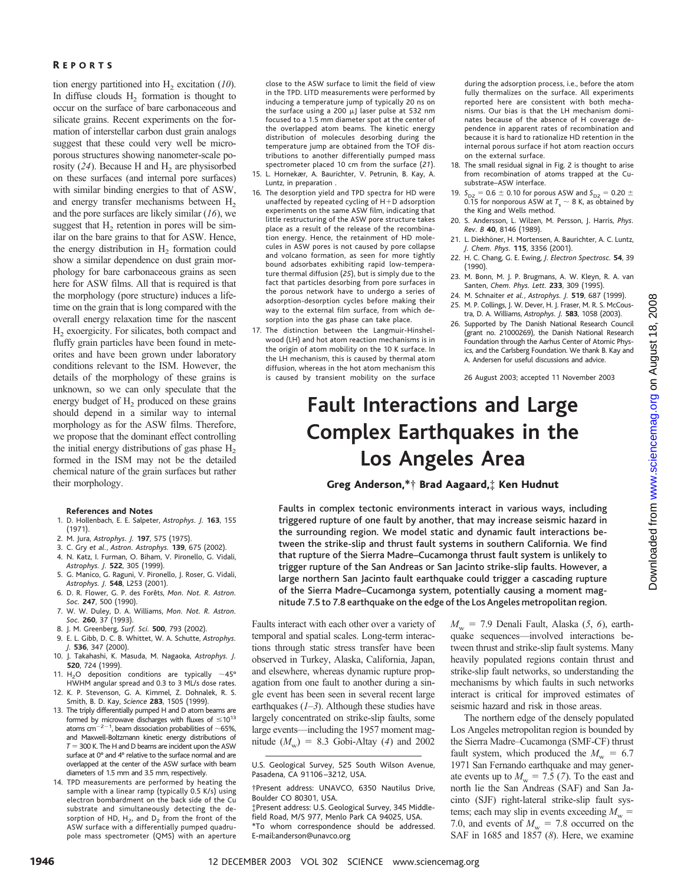tion energy partitioned into $H_2$ excitation (*10*). In diffuse clouds $H_2$ formation is thought to occur on the surface of bare carbonaceous and silicate grains. Recent experiments on the formation of interstellar carbon dust grain analogs suggest that these could very well be microporous structures showing nanometer-scale porosity (*24*). Because H and $H_2$ are physisorbed on these surfaces (and internal pore surfaces) with similar binding energies to that of ASW, and energy transfer mechanisms between $H_2$ and the pore surfaces are likely similar (*16*), we suggest that $H_2$ retention in pores will be similar on the bare grains to that for ASW. Hence, the energy distribution in $H_2$ formation could show a similar dependence on dust grain morphology for bare carbonaceous grains as seen here for ASW films. All that is required is that the morphology (pore structure) induces a lifetime on the grain that is long compared with the overall energy relaxation time for the nascent $H_2$ exoergicity. For silicates, both compact and fluffy grain particles have been found in meteorites and have been grown under laboratory conditions relevant to the ISM. However, the details of the morphology of these grains is unknown, so we can only speculate that the energy budget of $H_2$ produced on these grains should depend in a similar way to internal morphology as for the ASW films. Therefore, we propose that the dominant effect controlling the initial energy distributions of gas phase $H_2$ formed in the ISM may not be the detailed chemical nature of the grain surfaces but rather their morphology.

### References and Notes

1. D. Hollenbach, E. E. Salpeter, *Astrophys. J.* **163**, 155 (1971).
2. M. Jura, *Astrophys. J.* **197**, 575 (1975).
3. C. Gry *et al.*, *Astron. Astrophys.* **139**, 675 (2002).
4. N. Katz, I. Furman, O. Biham, V. Pironello, G. Vidali, *Astrophys. J.* **522**, 305 (1999).
5. G. Manico, G. Raguni, V. Pironello, J. Roser, G. Vidali, *Astrophys. J.* **548**, L253 (2001).
6. D. R. Flower, G. P. des Forêts, *Mon. Not. R. Astron. Soc.* **247**, 500 (1990).
7. W. W. Duley, D. A. Williams, *Mon. Not. R. Astron. Soc.* **260**, 37 (1993).
8. J. M. Greenberg, *Surf. Sci.* **500**, 793 (2002).
9. E. L. Gibb, D. C. B. Whittet, W. A. Schutte, *Astrophys. J.* **536**, 347 (2000).
10. J. Takahashi, K. Masuda, M. Nagaoka, *Astrophys. J.* **520**, 724 (1999).
11. $H_2O$ deposition conditions are typically ~45° HWHM angular spread and 0.3 to 3 ML/s dose rates.
12. K. P. Stevenson, G. A. Kimmel, Z. Dohnalek, R. S. Smith, B. D. Kay, *Science* **283**, 1505 (1999).
13. The triply differentially pumped H and D atom beams are formed by microwave discharges with fluxes of $\leq 10^{13}$ atoms $cm^{-2-1}$, beam dissociation probabilities of ~65%, and Maxwell-Boltzmann kinetic energy distributions of $T = 300$ K. The H and D beams are incident upon the ASW surface at 0° and 4° relative to the surface normal and are overlapped at the center of the ASW surface with beam diameters of 1.5 mm and 3.5 mm, respectively.
14. TPD measurements are performed by heating the sample with a linear ramp (typically 0.5 K/s) using electron bombardment on the back side of the Cu substrate and simultaneously detecting the desorption of HD, $H_2$, and $D_2$ from the front of the ASW surface with a differentially pumped quadrupole mass spectrometer (QMS) with an aperture close to the ASW surface to limit the field of view in the TPD. LITD measurements were performed by inducing a temperature jump of typically 20 ns on the surface using a 200 μJ laser pulse at 532 nm focused to a 1.5 mm diameter spot at the center of the overlapped atom beams. The kinetic energy distribution of molecules desorbing during the temperature jump are obtained from the TOF distributions to another differentially pumped mass spectrometer placed 10 cm from the surface (*21*).
15. L. Hornekær, A. Baurichter, V. Petrunin, B. Kay, A. Luntz, in preparation .
16. The desorption yield and TPD spectra for HD were unaffected by repeated cycling of H+D adsorption experiments on the same ASW film, indicating that little restructuring of the ASW pore structure takes place as a result of the release of the recombination energy. Hence, the retainment of HD molecules in ASW pores is not caused by pore collapse and volcano formation, as seen for more tightly bound adsorbates exhibiting rapid low-temperature thermal diffusion (*25*), but is simply due to the fact that particles desorbing from pore surfaces in the porous network have to undergo a series of adsorption-desorption cycles before making their way to the external film surface, from which desorption into the gas phase can take place.
17. The distinction between the Langmuir-Hinshelwood (LH) and hot atom reaction mechanisms is in the origin of atom mobility on the 10 K surface. In the LH mechanism, this is caused by thermal atom diffusion, whereas in the hot atom mechanism this is caused by transient mobility on the surface during the adsorption process, i.e., before the atom fully thermalizes on the surface. All experiments reported here are consistent with both mechanisms. Our bias is that the LH mechanism dominates because of the absence of H coverage dependence in apparent rates of recombination and because it is hard to rationalize HD retention in the internal porous surface if hot atom reaction occurs on the external surface.
18. The small residual signal in Fig. 2 is thought to arise from recombination of atoms trapped at the Cu-substrate–ASW interface.
19. $S_{D2} = 0.6 \pm 0.10$ for porous ASW and $S_{D2} = 0.20 \pm 0.15$ for nonporous ASW at $T_s \sim 8$ K, as obtained by the King and Wells method.
20. S. Andersson, L. Wilzen, M. Persson, J. Harris, *Phys. Rev. B* **40**, 8146 (1989).
21. L. Diekhöner, H. Mortensen, A. Baurichter, A. C. Luntz, *J. Chem. Phys.* **115**, 3356 (2001).
22. H. C. Chang, G. E. Ewing, *J. Electron Spectrosc.* **54**, 39 (1990).
23. M. Bonn, M. J. P. Brugmans, A. W. Kleyn, R. A. van Santen, *Chem. Phys. Lett.* **233**, 309 (1995).
24. M. Schnaiter *et al.*, *Astrophys. J.* **519**, 687 (1999).
25. M. P. Collings, J. W. Dever, H. J. Fraser, M. R. S. McCoustra, D. A. Williams, *Astrophys. J.* **583**, 1058 (2003).
26. Supported by The Danish National Research Council (grant no. 21000269), the Danish National Research Foundation through the Aarhus Center of Atomic Physics, and the Carlsberg Foundation. We thank B. Kay and A. Andersen for useful discussions and advice.

26 August 2003; accepted 11 November 2003

# Fault Interactions and Large Complex Earthquakes in the Los Angeles Area

**Greg Anderson,\*† Brad Aagaard,‡ Ken Hudnut**

**Faults in complex tectonic environments interact in various ways, including triggered rupture of one fault by another, that may increase seismic hazard in the surrounding region. We model static and dynamic fault interactions between the strike-slip and thrust fault systems in southern California. We find that rupture of the Sierra Madre–Cucamonga thrust fault system is unlikely to trigger rupture of the San Andreas or San Jacinto strike-slip faults. However, a large northern San Jacinto fault earthquake could trigger a cascading rupture of the Sierra Madre–Cucamonga system, potentially causing a moment magnitude 7.5 to 7.8 earthquake on the edge of the Los Angeles metropolitan region.**

Faults interact with each other over a variety of temporal and spatial scales. Long-term interactions through static stress transfer have been observed in Turkey, Alaska, California, Japan, and elsewhere, whereas dynamic rupture propagation from one fault to another during a single event has been seen in several recent large earthquakes (*1–3*). Although these studies have largely concentrated on strike-slip faults, some large events—including the 1957 moment magnitude ($M_w$) = 8.3 Gobi-Altay (*4*) and 2002 $M_w$ = 7.9 Denali Fault, Alaska (*5*, *6*), earthquake sequences—involved interactions between thrust and strike-slip fault systems. Many heavily populated regions contain thrust and strike-slip fault networks, so understanding the mechanisms by which faults in such networks interact is critical for improved estimates of seismic hazard and risk in those areas.

U.S. Geological Survey, 525 South Wilson Avenue, Pasadena, CA 91106–3212, USA.

†Present address: UNAVCO, 6350 Nautilus Drive, Boulder CO 80301, USA.
‡Present address: U.S. Geological Survey, 345 Middlefield Road, M/S 977, Menlo Park CA 94025, USA.
\*To whom correspondence should be addressed. E-mail:anderson@unavco.org

The northern edge of the densely populated Los Angeles metropolitan region is bounded by the Sierra Madre–Cucamonga (SMF-CF) thrust fault system, which produced the $M_w$ = 6.7 1971 San Fernando earthquake and may generate events up to $M_w$ = 7.5 (*7*). To the east and north lie the San Andreas (SAF) and San Jacinto (SJF) right-lateral strike-slip fault systems; each may slip in events exceeding $M_w$ = 7.0, and events of $M_w$ = 7.8 occurred on the SAF in 1685 and 1857 (*8*). Here, we examine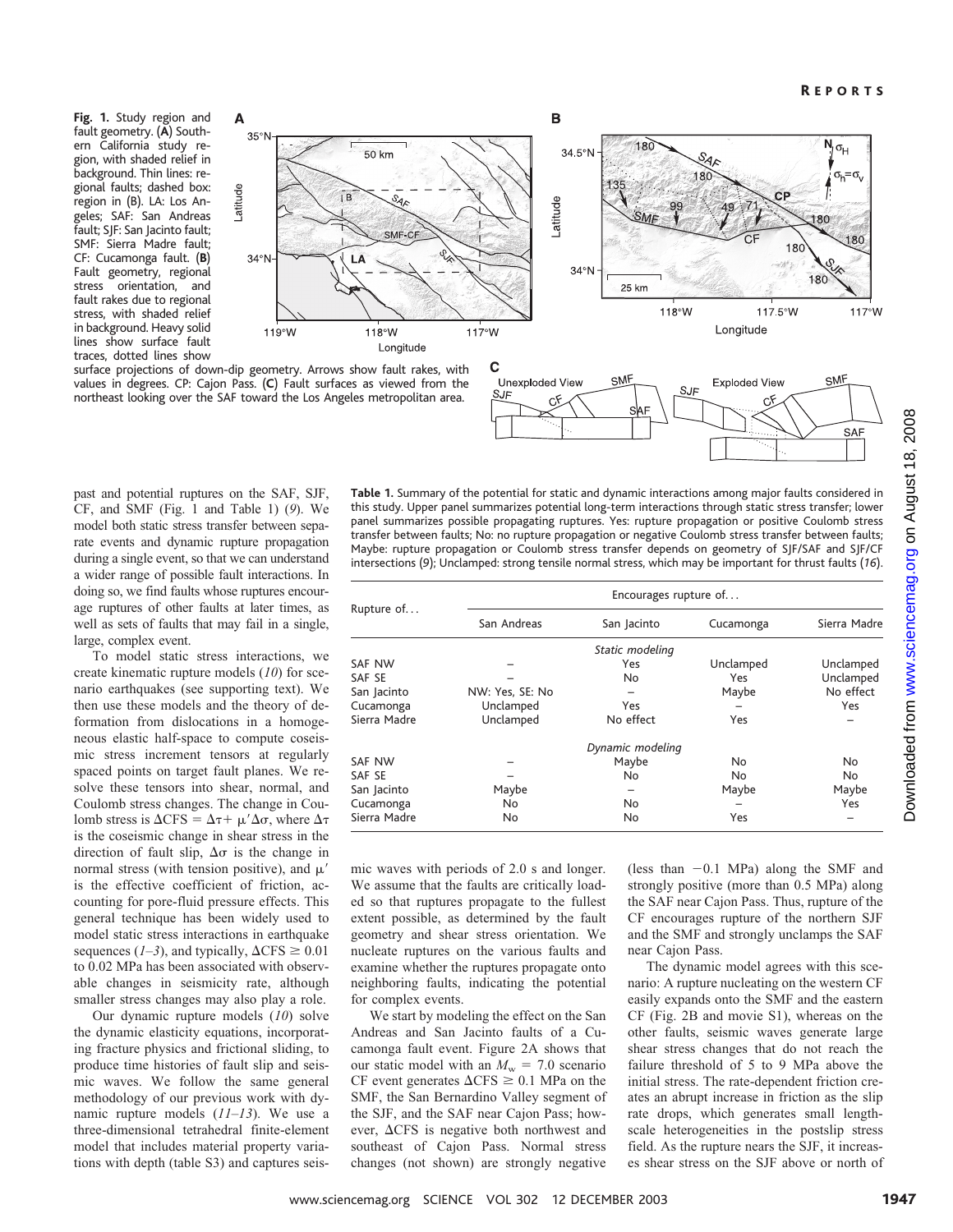**Fig. 1.** Study region and fault geometry. (**A**) Southern California study region, with shaded relief in background. Thin lines: regional faults; dashed box: region in (B). LA: Los Angeles; SAF: San Andreas fault; SJF: San Jacinto fault; SMF: Sierra Madre fault; CF: Cucamonga fault. (**B**) Fault geometry, regional stress orientation, and fault rakes due to regional stress, with shaded relief in background. Heavy solid lines show surface fault traces, dotted lines show surface projections of down-dip geometry. Arrows show fault rakes, with values in degrees. CP: Cajon Pass. (**C**) Fault surfaces as viewed from the northeast looking over the SAF toward the Los Angeles metropolitan area.

past and potential ruptures on the SAF, SJF, CF, and SMF (Fig. 1 and Table 1) (*9*). We model both static stress transfer between separate events and dynamic rupture propagation during a single event, so that we can understand a wider range of possible fault interactions. In doing so, we find faults whose ruptures encourage ruptures of other faults at later times, as well as sets of faults that may fail in a single, large, complex event.

To model static stress interactions, we create kinematic rupture models (*10*) for scenario earthquakes (see supporting text). We then use these models and the theory of deformation from dislocations in a homogeneous elastic half-space to compute coseismic stress increment tensors at regularly spaced points on target fault planes. We resolve these tensors into shear, normal, and Coulomb stress changes. The change in Coulomb stress is $\Delta CFS = \Delta\tau + \mu'\Delta\sigma$, where $\Delta\tau$ is the coseismic change in shear stress in the direction of fault slip, $\Delta\sigma$ is the change in normal stress (with tension positive), and $\mu'$ is the effective coefficient of friction, accounting for pore-fluid pressure effects. This general technique has been widely used to model static stress interactions in earthquake sequences (*1–3*), and typically, $\Delta CFS \geq 0.01$ to 0.02 MPa has been associated with observable changes in seismicity rate, although smaller stress changes may also play a role.

Our dynamic rupture models (*10*) solve the dynamic elasticity equations, incorporating fracture physics and frictional sliding, to produce time histories of fault slip and seismic waves. We follow the same general methodology of our previous work with dynamic rupture models (*11–13*). We use a three-dimensional tetrahedral finite-element model that includes material property variations with depth (table S3) and captures seismic waves with periods of 2.0 s and longer. We assume that the faults are critically loaded so that ruptures propagate to the fullest extent possible, as determined by the fault geometry and shear stress orientation. We nucleate ruptures on the various faults and examine whether the ruptures propagate onto neighboring faults, indicating the potential for complex events.

**Table 1.** Summary of the potential for static and dynamic interactions among major faults considered in this study. Upper panel summarizes potential long-term interactions through static stress transfer; lower panel summarizes possible propagating ruptures. Yes: rupture propagation or positive Coulomb stress transfer between faults; No: no rupture propagation or negative Coulomb stress transfer between faults; Maybe: rupture propagation or Coulomb stress transfer depends on geometry of SJF/SAF and SJF/CF intersections (*9*); Unclamped: strong tensile normal stress, which may be important for thrust faults (*16*).

| Rupture of... | Encourages rupture of... | | | |
|---|---|---|---|---|
| | San Andreas | San Jacinto | Cucamonga | Sierra Madre |
| | *Static modeling* | | | |
| SAF NW | – | Yes | Unclamped | Unclamped |
| SAF SE | – | No | Yes | Unclamped |
| San Jacinto | NW: Yes, SE: No | – | Maybe | No effect |
| Cucamonga | Unclamped | Yes | – | Yes |
| Sierra Madre | Unclamped | No effect | Yes | – |
| | *Dynamic modeling* | | | |
| SAF NW | – | Maybe | No | No |
| SAF SE | – | No | No | No |
| San Jacinto | Maybe | – | Maybe | Maybe |
| Cucamonga | No | No | – | Yes |
| Sierra Madre | No | No | Yes | – |

We start by modeling the effect on the San Andreas and San Jacinto faults of a Cucamonga fault event. Figure 2A shows that our static model with an $M_w = 7.0$ scenario CF event generates $\Delta CFS \geq 0.1$ MPa on the SMF, the San Bernardino Valley segment of the SJF, and the SAF near Cajon Pass; however, $\Delta CFS$ is negative both northwest and southeast of Cajon Pass. Normal stress changes (not shown) are strongly negative (less than $-0.1$ MPa) along the SMF and strongly positive (more than 0.5 MPa) along the SAF near Cajon Pass. Thus, rupture of the CF encourages rupture of the northern SJF and the SMF and strongly unclamps the SAF near Cajon Pass.

The dynamic model agrees with this scenario: A rupture nucleating on the western CF easily expands onto the SMF and the eastern CF (Fig. 2B and movie S1), whereas on the other faults, seismic waves generate large shear stress changes that do not reach the failure threshold of 5 to 9 MPa above the initial stress. The rate-dependent friction creates an abrupt increase in friction as the slip rate drops, which generates small length-scale heterogeneities in the postslip stress field. As the rupture nears the SJF, it increases shear stress on the SJF above or north of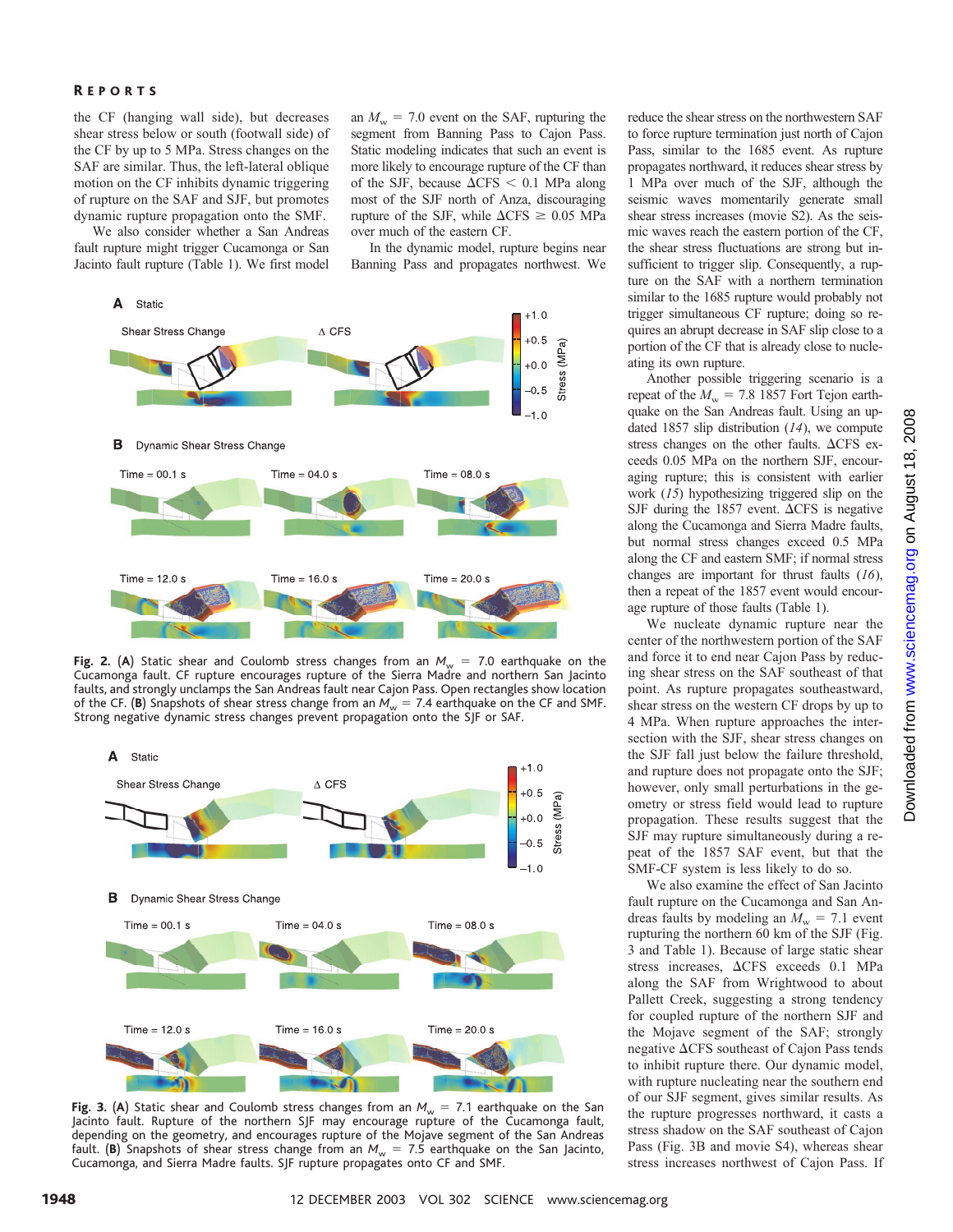the CF (hanging wall side), but decreases shear stress below or south (footwall side) of the CF by up to 5 MPa. Stress changes on the SAF are similar. Thus, the left-lateral oblique motion on the CF inhibits dynamic triggering of rupture on the SAF and SJF, but promotes dynamic rupture propagation onto the SMF.

We also consider whether a San Andreas fault rupture might trigger Cucamonga or San Jacinto fault rupture (Table 1). We first model an $M_w$ = 7.0 event on the SAF, rupturing the segment from Banning Pass to Cajon Pass. Static modeling indicates that such an event is more likely to encourage rupture of the CF than of the SJF, because $\Delta$CFS < 0.1 MPa along most of the SJF north of Anza, discouraging rupture of the SJF, while $\Delta$CFS ≥ 0.05 MPa over much of the eastern CF.

In the dynamic model, rupture begins near Banning Pass and propagates northwest. We reduce the shear stress on the northwestern SAF to force rupture termination just north of Cajon Pass, similar to the 1685 event. As rupture propagates northward, it reduces shear stress by 1 MPa over much of the SJF, although the seismic waves momentarily generate small shear stress increases (movie S2). As the seismic waves reach the eastern portion of the CF, the shear stress fluctuations are strong but insufficient to trigger slip. Consequently, a rupture on the SAF with a northern termination similar to the 1685 rupture would probably not trigger simultaneous CF rupture; doing so requires an abrupt decrease in SAF slip close to a portion of the CF that is already close to nucleating its own rupture.

Another possible triggering scenario is a repeat of the $M_w$ = 7.8 1857 Fort Tejon earthquake on the San Andreas fault. Using an updated 1857 slip distribution (*14*), we compute stress changes on the other faults. $\Delta$CFS exceeds 0.05 MPa on the northern SJF, encouraging rupture; this is consistent with earlier work (*15*) hypothesizing triggered slip on the SJF during the 1857 event. $\Delta$CFS is negative along the Cucamonga and Sierra Madre faults, but normal stress changes exceed 0.5 MPa along the CF and eastern SMF; if normal stress changes are important for thrust faults (*16*), then a repeat of the 1857 event would encourage rupture of those faults (Table 1).

We nucleate dynamic rupture near the center of the northwestern portion of the SAF and force it to end near Cajon Pass by reducing shear stress on the SAF southeast of that point. As rupture propagates southeastward, shear stress on the western CF drops by up to 4 MPa. When rupture approaches the intersection with the SJF, shear stress changes on the SJF fall just below the failure threshold, and rupture does not propagate onto the SJF; however, only small perturbations in the geometry or stress field would lead to rupture propagation. These results suggest that the SJF may rupture simultaneously during a repeat of the 1857 SAF event, but that the SMF-CF system is less likely to do so.

We also examine the effect of San Jacinto fault rupture on the Cucamonga and San Andreas faults by modeling an $M_w$ = 7.1 event rupturing the northern 60 km of the SJF (Fig. 3 and Table 1). Because of large static shear stress increases, $\Delta$CFS exceeds 0.1 MPa along the SAF from Wrightwood to about Pallett Creek, suggesting a strong tendency for coupled rupture of the northern SJF and the Mojave segment of the SAF; strongly negative $\Delta$CFS southeast of Cajon Pass tends to inhibit rupture there. Our dynamic model, with rupture nucleating near the southern end of our SJF segment, gives similar results. As the rupture progresses northward, it casts a stress shadow on the SAF southeast of Cajon Pass (Fig. 3B and movie S4), whereas shear stress increases northwest of Cajon Pass. If

**Fig. 2.** (**A**) Static shear and Coulomb stress changes from an $M_w$ = 7.0 earthquake on the Cucamonga fault. CF rupture encourages rupture of the Sierra Madre and northern San Jacinto faults, and strongly unclamps the San Andreas fault near Cajon Pass. Open rectangles show location of the CF. (**B**) Snapshots of shear stress change from an $M_w$ = 7.4 earthquake on the CF and SMF. Strong negative dynamic stress changes prevent propagation onto the SJF or SAF.

**Fig. 3.** (**A**) Static shear and Coulomb stress changes from an $M_w$ = 7.1 earthquake on the San Jacinto fault. Rupture of the northern SJF may encourage rupture of the Cucamonga fault, depending on the geometry, and encourages rupture of the Mojave segment of the San Andreas fault. (**B**) Snapshots of shear stress change from an $M_w$ = 7.5 earthquake on the San Jacinto, Cucamonga, and Sierra Madre faults. SJF rupture propagates onto CF and SMF.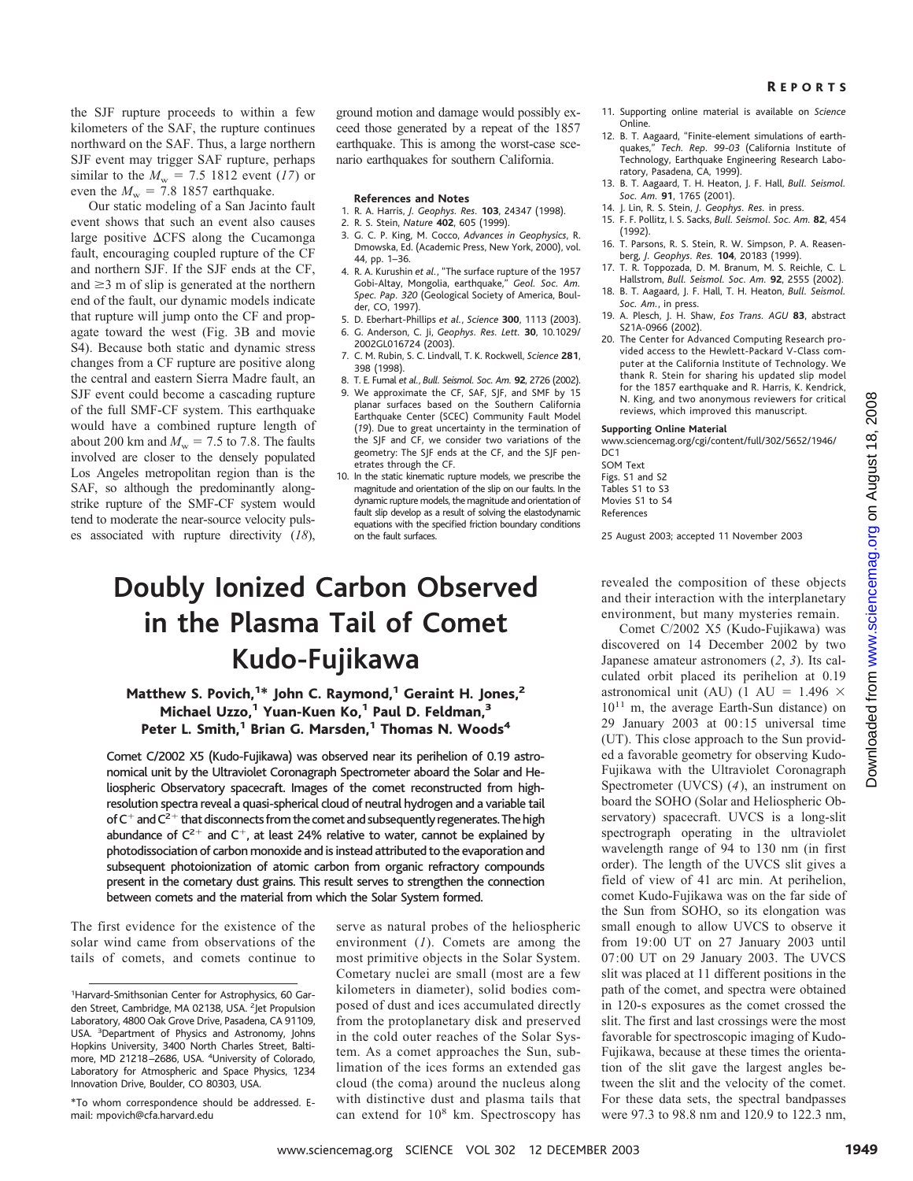the SJF rupture proceeds to within a few kilometers of the SAF, the rupture continues northward on the SAF. Thus, a large northern SJF event may trigger SAF rupture, perhaps similar to the $M_w = 7.5$ 1812 event (*17*) or even the $M_w = 7.8$ 1857 earthquake.

Our static modeling of a San Jacinto fault event shows that such an event also causes large positive $\Delta$CFS along the Cucamonga fault, encouraging coupled rupture of the CF and northern SJF. If the SJF ends at the CF, and $\geq$3 m of slip is generated at the northern end of the fault, our dynamic models indicate that rupture will jump onto the CF and propagate toward the west (Fig. 3B and movie S4). Because both static and dynamic stress changes from a CF rupture are positive along the central and eastern Sierra Madre fault, an SJF event could become a cascading rupture of the full SMF-CF system. This earthquake would have a combined rupture length of about 200 km and $M_w = 7.5$ to 7.8. The faults involved are closer to the densely populated Los Angeles metropolitan region than is the SAF, so although the predominantly along-strike rupture of the SMF-CF system would tend to moderate the near-source velocity pulses associated with rupture directivity (*18*), ground motion and damage would possibly exceed those generated by a repeat of the 1857 earthquake. This is among the worst-case scenario earthquakes for southern California.

**References and Notes**

1. R. A. Harris, *J. Geophys. Res.* **103**, 24347 (1998).
2. R. S. Stein, *Nature* **402**, 605 (1999).
3. G. C. P. King, M. Cocco, *Advances in Geophysics*, R. Dmowska, Ed. (Academic Press, New York, 2000), vol. 44, pp. 1–36.
4. R. A. Kurushin *et al.*, "The surface rupture of the 1957 Gobi-Altay, Mongolia, earthquake," *Geol. Soc. Am. Spec. Pap. 320* (Geological Society of America, Boulder, CO, 1997).
5. D. Eberhart-Phillips *et al.*, *Science* **300**, 1113 (2003).
6. G. Anderson, C. Ji, *Geophys. Res. Lett.* **30**, 10.1029/2002GL016724 (2003).
7. C. M. Rubin, S. C. Lindvall, T. K. Rockwell, *Science* **281**, 398 (1998).
8. T. E. Fumal *et al.*, *Bull. Seismol. Soc. Am.* **92**, 2726 (2002).
9. We approximate the CF, SAF, SJF, and SMF by 15 planar surfaces based on the Southern California Earthquake Center (SCEC) Community Fault Model (*19*). Due to great uncertainty in the termination of the SJF and CF, we consider two variations of the geometry: The SJF ends at the CF, and the SJF penetrates through the CF.
10. In the static kinematic rupture models, we prescribe the magnitude and orientation of the slip on our faults. In the dynamic rupture models, the magnitude and orientation of fault slip develop as a result of solving the elastodynamic equations with the specified friction boundary conditions on the fault surfaces.
11. Supporting online material is available on *Science* Online.
12. B. T. Aagaard, "Finite-element simulations of earthquakes," *Tech. Rep. 99-03* (California Institute of Technology, Earthquake Engineering Research Laboratory, Pasadena, CA, 1999).
13. B. T. Aagaard, T. H. Heaton, J. F. Hall, *Bull. Seismol. Soc. Am.* **91**, 1765 (2001).
14. J. Lin, R. S. Stein, *J. Geophys. Res.* in press.
15. F. F. Pollitz, I. S. Sacks, *Bull. Seismol. Soc. Am.* **82**, 454 (1992).
16. T. Parsons, R. S. Stein, R. W. Simpson, P. A. Reasenberg, *J. Geophys. Res.* **104**, 20183 (1999).
17. T. R. Toppozada, D. M. Branum, M. S. Reichle, C. L. Hallstrom, *Bull. Seismol. Soc. Am.* **92**, 2555 (2002).
18. B. T. Aagaard, J. F. Hall, T. H. Heaton, *Bull. Seismol. Soc. Am.*, in press.
19. A. Plesch, J. H. Shaw, *Eos Trans. AGU* **83**, abstract S21A-0966 (2002).
20. The Center for Advanced Computing Research provided access to the Hewlett-Packard V-Class computer at the California Institute of Technology. We thank R. Stein for sharing his updated slip model for the 1857 earthquake and R. Harris, K. Kendrick, N. King, and two anonymous reviewers for critical reviews, which improved this manuscript.

**Supporting Online Material**

www.sciencemag.org/cgi/content/full/302/5652/1946/DC1
SOM Text
Figs. S1 and S2
Tables S1 to S3
Movies S1 to S4
References

25 August 2003; accepted 11 November 2003

# Doubly Ionized Carbon Observed in the Plasma Tail of Comet Kudo-Fujikawa

**Matthew S. Povich,[1]* John C. Raymond,[1] Geraint H. Jones,[2] Michael Uzzo,[1] Yuan-Kuen Ko,[1] Paul D. Feldman,[3] Peter L. Smith,[1] Brian G. Marsden,[1] Thomas N. Woods[4]**

**Comet C/2002 X5 (Kudo-Fujikawa) was observed near its perihelion of 0.19 astronomical unit by the Ultraviolet Coronagraph Spectrometer aboard the Solar and Heliospheric Observatory spacecraft. Images of the comet reconstructed from high-resolution spectra reveal a quasi-spherical cloud of neutral hydrogen and a variable tail of $C^+$ and $C^{2+}$ that disconnects from the comet and subsequently regenerates. The high abundance of $C^{2+}$ and $C^+$, at least 24% relative to water, cannot be explained by photodissociation of carbon monoxide and is instead attributed to the evaporation and subsequent photoionization of atomic carbon from organic refractory compounds present in the comet dust grains. This result serves to strengthen the connection between comets and the material from which the Solar System formed.**

The first evidence for the existence of the solar wind came from observations of the tails of comets, and comets continue to serve as natural probes of the heliospheric environment (*1*). Comets are among the most primitive objects in the Solar System. Cometary nuclei are small (most are a few kilometers in diameter), solid bodies composed of dust and ices accumulated directly from the protoplanetary disk and preserved in the cold outer reaches of the Solar System. As a comet approaches the Sun, sublimation of the ices forms an extended gas cloud (the coma) around the nucleus along with distinctive dust and plasma tails that can extend for $10^8$ km. Spectroscopy has revealed the composition of these objects and their interaction with the interplanetary environment, but many mysteries remain.

Comet C/2002 X5 (Kudo-Fujikawa) was discovered on 14 December 2002 by two Japanese amateur astronomers (*2*, *3*). Its calculated orbit placed its perihelion at 0.19 astronomical unit (AU) (1 AU = $1.496 \times 10^{11}$ m, the average Earth-Sun distance) on 29 January 2003 at 00:15 universal time (UT). This close approach to the Sun provided a favorable geometry for observing Kudo-Fujikawa with the Ultraviolet Coronagraph Spectrometer (UVCS) (*4*), an instrument on board the SOHO (Solar and Heliospheric Observatory) spacecraft. UVCS is a long-slit spectrograph operating in the ultraviolet wavelength range of 94 to 130 nm (in first order). The length of the UVCS slit gives a field of view of 41 arc min. At perihelion, comet Kudo-Fujikawa was on the far side of the Sun from SOHO, so its elongation was small enough to allow UVCS to observe it from 19:00 UT on 27 January 2003 until 07:00 UT on 29 January 2003. The UVCS slit was placed at 11 different positions in the path of the comet, and spectra were obtained in 120-s exposures as the comet crossed the slit. The first and last crossings were the most favorable for spectroscopic imaging of Kudo-Fujikawa, because at these times the orientation of the slit gave the largest angles between the slit and the velocity of the comet. For these data sets, the spectral bandpasses were 97.3 to 98.8 nm and 120.9 to 122.3 nm,

---

[1]Harvard-Smithsonian Center for Astrophysics, 60 Garden Street, Cambridge, MA 02138, USA. [2]Jet Propulsion Laboratory, 4800 Oak Grove Drive, Pasadena, CA 91109, USA. [3]Department of Physics and Astronomy, Johns Hopkins University, 3400 North Charles Street, Baltimore, MD 21218–2686, USA. [4]University of Colorado, Laboratory for Atmospheric and Space Physics, 1234 Innovation Drive, Boulder, CO 80303, USA.

*To whom correspondence should be addressed. E-mail: mpovich@cfa.harvard.edu